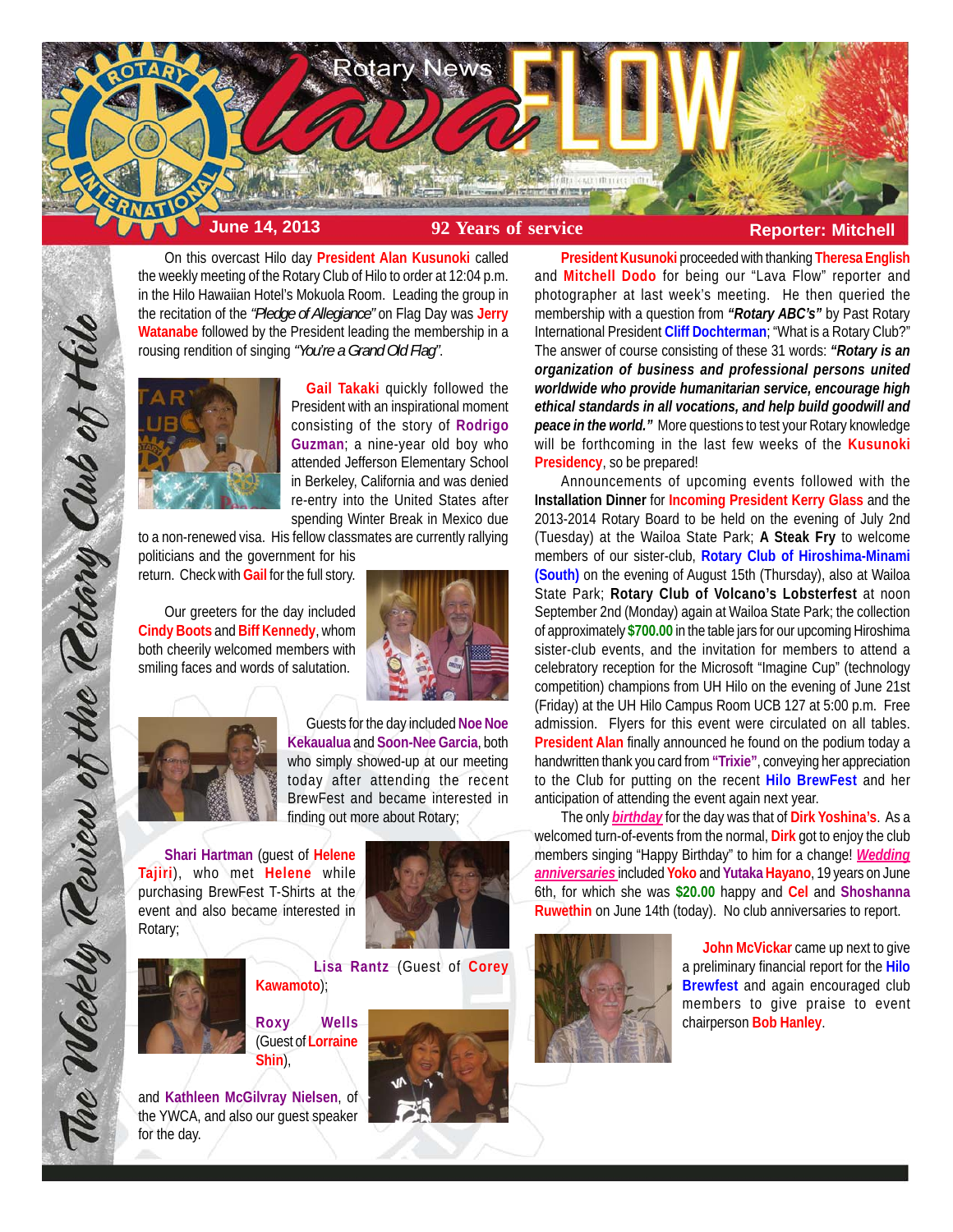# Rotary News Lava FLOW

**June 14, 2013** | **92 Years of service** | **Reporter: Mitchell**

*The Weekly Review of the Rotary Club of Hilo*

On this overcast Hilo day **President Alan Kusunoki** called the weekly meeting of the Rotary Club of Hilo to order at 12:04 p.m. in the Hilo Hawaiian Hotel's Mokuola Room. Leading the group in the recitation of the *"Pledge of Allegiance"* on Flag Day was **Jerry Watanabe** followed by the President leading the membership in a rousing rendition of singing *"You're a Grand Old Flag"*.

**Gail Takaki** quickly followed the President with an inspirational moment consisting of the story of **Rodrigo Guzman**; a nine-year old boy who attended Jefferson Elementary School in Berkeley, California and was denied re-entry into the United States after spending Winter Break in Mexico due to a non-renewed visa. His fellow classmates are currently rallying politicians and the government for his return. Check with **Gail** for the full story.

Our greeters for the day included **Cindy Boots** and **Biff Kennedy**, whom both cheerily welcomed members with smiling faces and words of salutation.

Guests for the day included **Noe Noe Kekaualua** and **Soon-Nee Garcia**, both who simply showed-up at our meeting today after attending the recent BrewFest and became interested in finding out more about Rotary;

**Shari Hartman** (guest of **Helene Tajiri**), who met **Helene** while purchasing BrewFest T-Shirts at the event and also became interested in Rotary;

**Lisa Rantz** (Guest of **Corey Kawamoto**);

**Roxy Wells** (Guest of **Lorraine Shin**),

and **Kathleen McGilvray Nielsen**, of the YWCA, and also our guest speaker for the day.

**President Kusunoki** proceeded with thanking **Theresa English** and **Mitchell Dodo** for being our "Lava Flow" reporter and photographer at last week's meeting. He then queried the membership with a question from ***"Rotary ABC's"*** by Past Rotary International President **Cliff Dochterman**; "What is a Rotary Club?" The answer of course consisting of these 31 words: ***"Rotary is an organization of business and professional persons united worldwide who provide humanitarian service, encourage high ethical standards in all vocations, and help build goodwill and peace in the world."*** More questions to test your Rotary knowledge will be forthcoming in the last few weeks of the **Kusunoki Presidency**, so be prepared!

Announcements of upcoming events followed with the **Installation Dinner** for **Incoming President Kerry Glass** and the 2013-2014 Rotary Board to be held on the evening of July 2nd (Tuesday) at the Wailoa State Park; **A Steak Fry** to welcome members of our sister-club, **Rotary Club of Hiroshima-Minami (South)** on the evening of August 15th (Thursday), also at Wailoa State Park; **Rotary Club of Volcano's Lobsterfest** at noon September 2nd (Monday) again at Wailoa State Park; the collection of approximately **$700.00** in the table jars for our upcoming Hiroshima sister-club events, and the invitation for members to attend a celebratory reception for the Microsoft "Imagine Cup" (technology competition) champions from UH Hilo on the evening of June 21st (Friday) at the UH Hilo Campus Room UCB 127 at 5:00 p.m. Free admission. Flyers for this event were circulated on all tables. **President Alan** finally announced he found on the podium today a handwritten thank you card from **"Trixie"**, conveying her appreciation to the Club for putting on the recent **Hilo BrewFest** and her anticipation of attending the event again next year.

The only ***birthday*** for the day was that of **Dirk Yoshina's**. As a welcomed turn-of-events from the normal, **Dirk** got to enjoy the club members singing "Happy Birthday" to him for a change! ***Wedding anniversaries*** included **Yoko** and **Yutaka Hayano**, 19 years on June 6th, for which she was **$20.00** happy and **Cel** and **Shoshanna Ruwethin** on June 14th (today). No club anniversaries to report.

**John McVickar** came up next to give a preliminary financial report for the **Hilo Brewfest** and again encouraged club members to give praise to event chairperson **Bob Hanley**.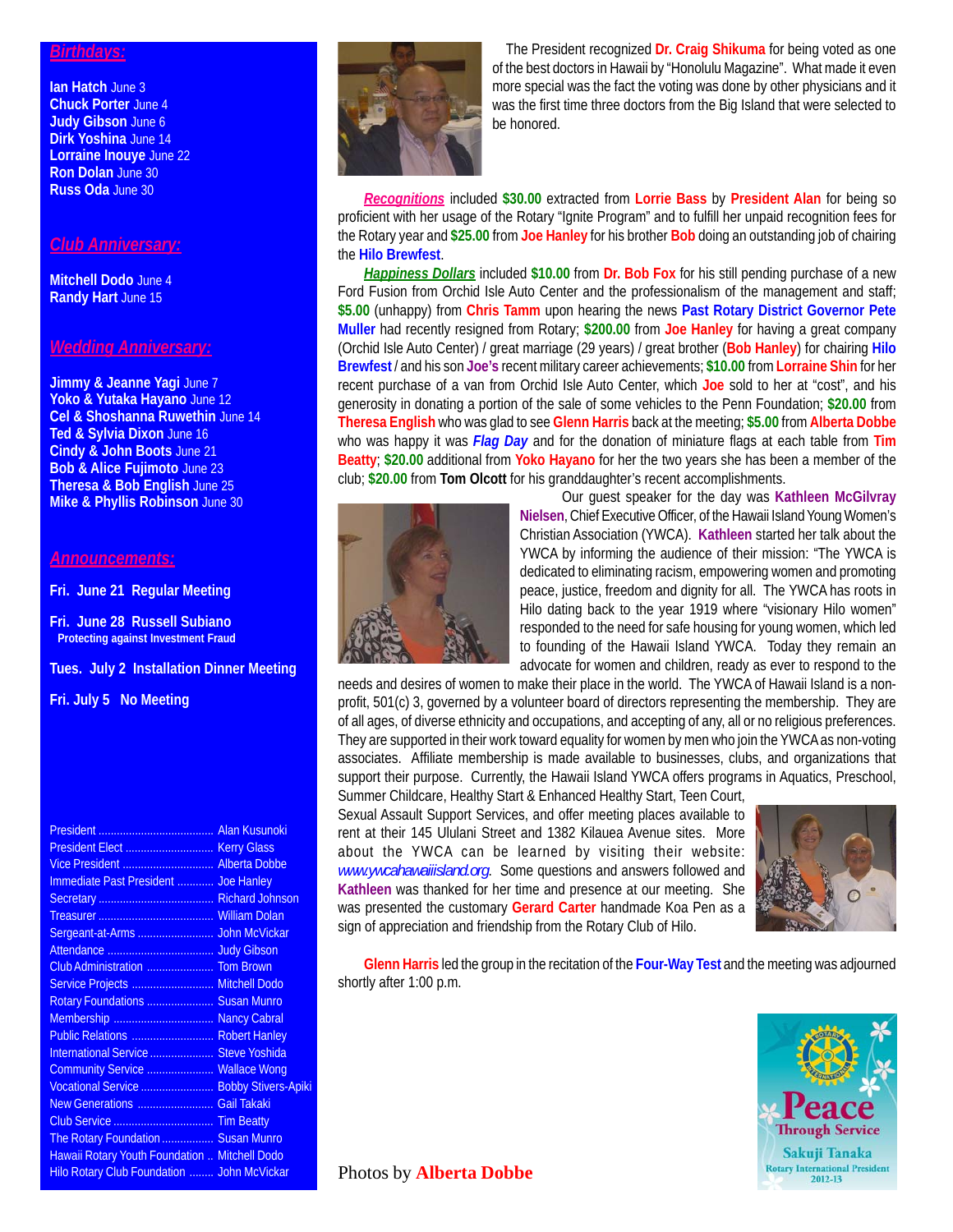## *Birthdays:*

**Ian Hatch** June 3
**Chuck Porter** June 4
**Judy Gibson** June 6
**Dirk Yoshina** June 14
**Lorraine Inouye** June 22
**Ron Dolan** June 30
**Russ Oda** June 30

## *Club Anniversary:*

**Mitchell Dodo** June 4
**Randy Hart** June 15

## *Wedding Anniversary:*

**Jimmy & Jeanne Yagi** June 7
**Yoko & Yutaka Hayano** June 12
**Cel & Shoshanna Ruwethin** June 14
**Ted & Sylvia Dixon** June 16
**Cindy & John Boots** June 21
**Bob & Alice Fujimoto** June 23
**Theresa & Bob English** June 25
**Mike & Phyllis Robinson** June 30

## *Announcements:*

**Fri. June 21 Regular Meeting**

**Fri. June 28 Russell Subiano**
**Protecting against Investment Fraud**

**Tues. July 2 Installation Dinner Meeting**

**Fri. July 5 No Meeting**

| | |
|---|---|
| President | Alan Kusunoki |
| President Elect | Kerry Glass |
| Vice President | Alberta Dobbe |
| Immediate Past President | Joe Hanley |
| Secretary | Richard Johnson |
| Treasurer | William Dolan |
| Sergeant-at-Arms | John McVickar |
| Attendance | Judy Gibson |
| Club Administration | Tom Brown |
| Service Projects | Mitchell Dodo |
| Rotary Foundations | Susan Munro |
| Membership | Nancy Cabral |
| Public Relations | Robert Hanley |
| International Service | Steve Yoshida |
| Community Service | Wallace Wong |
| Vocational Service | Bobby Stivers-Apiki |
| New Generations | Gail Takaki |
| Club Service | Tim Beatty |
| The Rotary Foundation | Susan Munro |
| Hawaii Rotary Youth Foundation | Mitchell Dodo |
| Hilo Rotary Club Foundation | John McVickar |

The President recognized **Dr. Craig Shikuma** for being voted as one of the best doctors in Hawaii by "Honolulu Magazine". What made it even more special was the fact the voting was done by other physicians and it was the first time three doctors from the Big Island that were selected to be honored.

***Recognitions*** included **$30.00** extracted from **Lorrie Bass** by **President Alan** for being so proficient with her usage of the Rotary "Ignite Program" and to fulfill her unpaid recognition fees for the Rotary year and **$25.00** from **Joe Hanley** for his brother **Bob** doing an outstanding job of chairing the **Hilo Brewfest**.

***Happiness Dollars*** included **$10.00** from **Dr. Bob Fox** for his still pending purchase of a new Ford Fusion from Orchid Isle Auto Center and the professionalism of the management and staff; **$5.00** (unhappy) from **Chris Tamm** upon hearing the news **Past Rotary District Governor Pete Muller** had recently resigned from Rotary; **$200.00** from **Joe Hanley** for having a great company (Orchid Isle Auto Center) / great marriage (29 years) / great brother (**Bob Hanley**) for chairing **Hilo Brewfest** / and his son **Joe's** recent military career achievements; **$10.00** from **Lorraine Shin** for her recent purchase of a van from Orchid Isle Auto Center, which **Joe** sold to her at "cost", and his generosity in donating a portion of the sale of some vehicles to the Penn Foundation; **$20.00** from **Theresa English** who was glad to see **Glenn Harris** back at the meeting; **$5.00** from **Alberta Dobbe** who was happy it was ***Flag Day*** and for the donation of miniature flags at each table from **Tim Beatty**; **$20.00** additional from **Yoko Hayano** for her the two years she has been a member of the club; **$20.00** from **Tom Olcott** for his granddaughter's recent accomplishments.

Our guest speaker for the day was **Kathleen McGilvray Nielsen**, Chief Executive Officer, of the Hawaii Island Young Women's Christian Association (YWCA). **Kathleen** started her talk about the YWCA by informing the audience of their mission: "The YWCA is dedicated to eliminating racism, empowering women and promoting peace, justice, freedom and dignity for all. The YWCA has roots in Hilo dating back to the year 1919 where "visionary Hilo women" responded to the need for safe housing for young women, which led to founding of the Hawaii Island YWCA. Today they remain an advocate for women and children, ready as ever to respond to the needs and desires of women to make their place in the world. The YWCA of Hawaii Island is a non-profit, 501(c) 3, governed by a volunteer board of directors representing the membership. They are of all ages, of diverse ethnicity and occupations, and accepting of any, all or no religious preferences. They are supported in their work toward equality for women by men who join the YWCA as non-voting associates. Affiliate membership is made available to businesses, clubs, and organizations that support their purpose. Currently, the Hawaii Island YWCA offers programs in Aquatics, Preschool, Summer Childcare, Healthy Start & Enhanced Healthy Start, Teen Court, Sexual Assault Support Services, and offer meeting places available to rent at their 145 Ululani Street and 1382 Kilauea Avenue sites. More about the YWCA can be learned by visiting their website: *www.ywcahawaiiisland.org*. Some questions and answers followed and **Kathleen** was thanked for her time and presence at our meeting. She was presented the customary **Gerard Carter** handmade Koa Pen as a sign of appreciation and friendship from the Rotary Club of Hilo.

**Glenn Harris** led the group in the recitation of the **Four-Way Test** and the meeting was adjourned shortly after 1:00 p.m.

Photos by **Alberta Dobbe**

Peace Through Service
Sakuji Tanaka
Rotary International President 2012-13